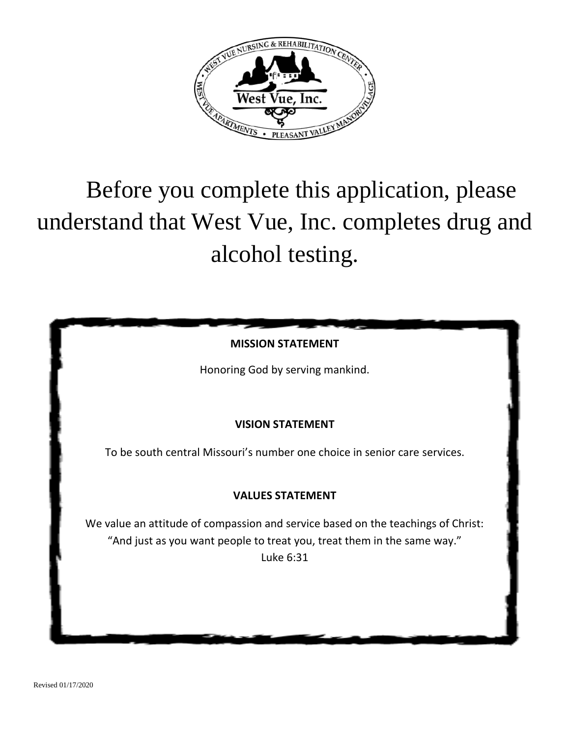Before you complete this application, please understand that West Vue, Inc. completes drug and alcohol testing.

**MISSION STATEMENT**

Honoring God by serving mankind.

**VISION STATEMENT**

To be south central Missouri's number one choice in senior care services.

**VALUES STATEMENT**

We value an attitude of compassion and service based on the teachings of Christ:
"And just as you want people to treat you, treat them in the same way."
Luke 6:31

Revised 01/17/2020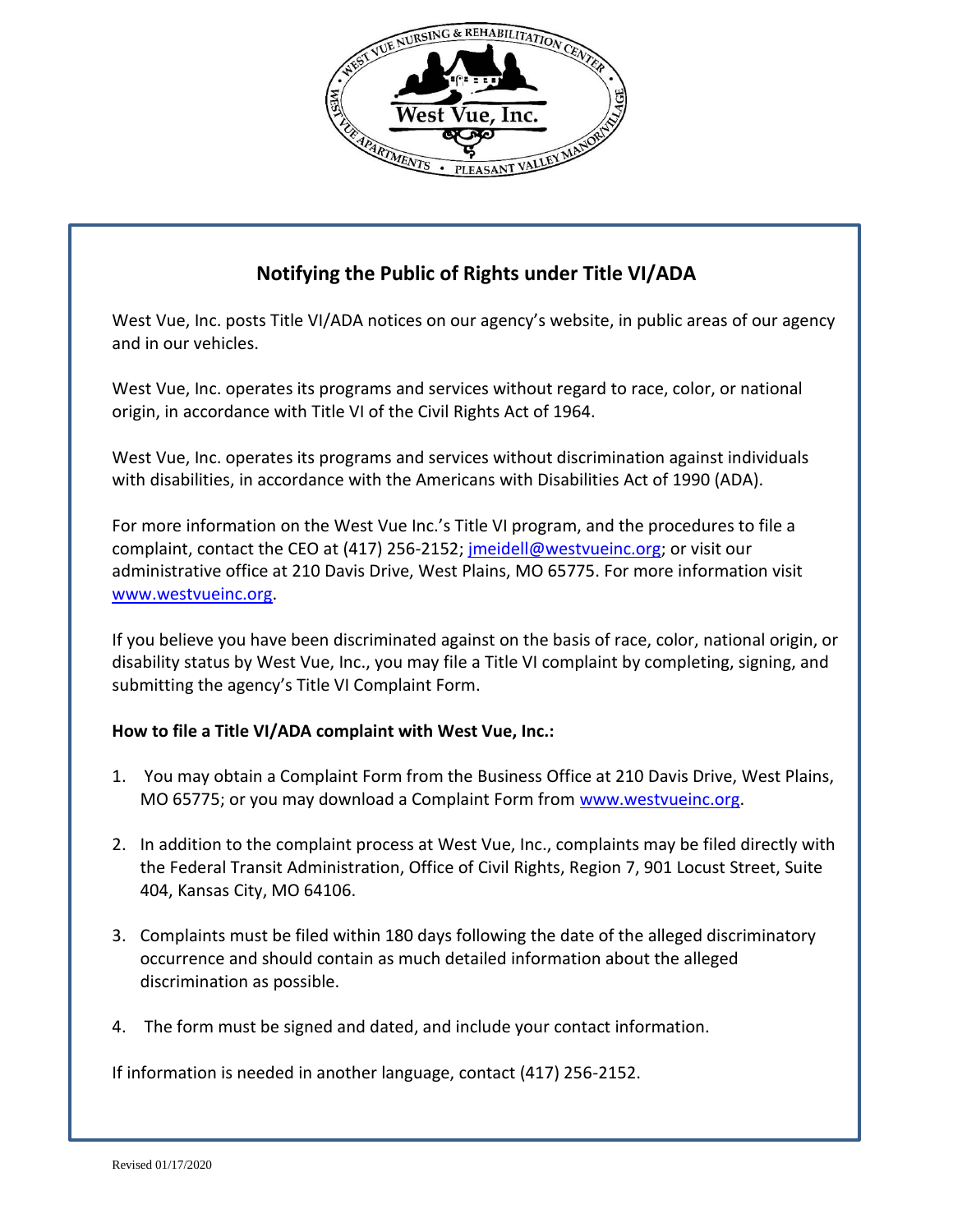## Notifying the Public of Rights under Title VI/ADA

West Vue, Inc. posts Title VI/ADA notices on our agency's website, in public areas of our agency and in our vehicles.

West Vue, Inc. operates its programs and services without regard to race, color, or national origin, in accordance with Title VI of the Civil Rights Act of 1964.

West Vue, Inc. operates its programs and services without discrimination against individuals with disabilities, in accordance with the Americans with Disabilities Act of 1990 (ADA).

For more information on the West Vue Inc.'s Title VI program, and the procedures to file a complaint, contact the CEO at (417) 256-2152; jmeidell@westvueinc.org; or visit our administrative office at 210 Davis Drive, West Plains, MO 65775. For more information visit www.westvueinc.org.

If you believe you have been discriminated against on the basis of race, color, national origin, or disability status by West Vue, Inc., you may file a Title VI complaint by completing, signing, and submitting the agency's Title VI Complaint Form.

**How to file a Title VI/ADA complaint with West Vue, Inc.:**

1. You may obtain a Complaint Form from the Business Office at 210 Davis Drive, West Plains, MO 65775; or you may download a Complaint Form from www.westvueinc.org.
2. In addition to the complaint process at West Vue, Inc., complaints may be filed directly with the Federal Transit Administration, Office of Civil Rights, Region 7, 901 Locust Street, Suite 404, Kansas City, MO 64106.
3. Complaints must be filed within 180 days following the date of the alleged discriminatory occurrence and should contain as much detailed information about the alleged discrimination as possible.
4. The form must be signed and dated, and include your contact information.

If information is needed in another language, contact (417) 256-2152.

Revised 01/17/2020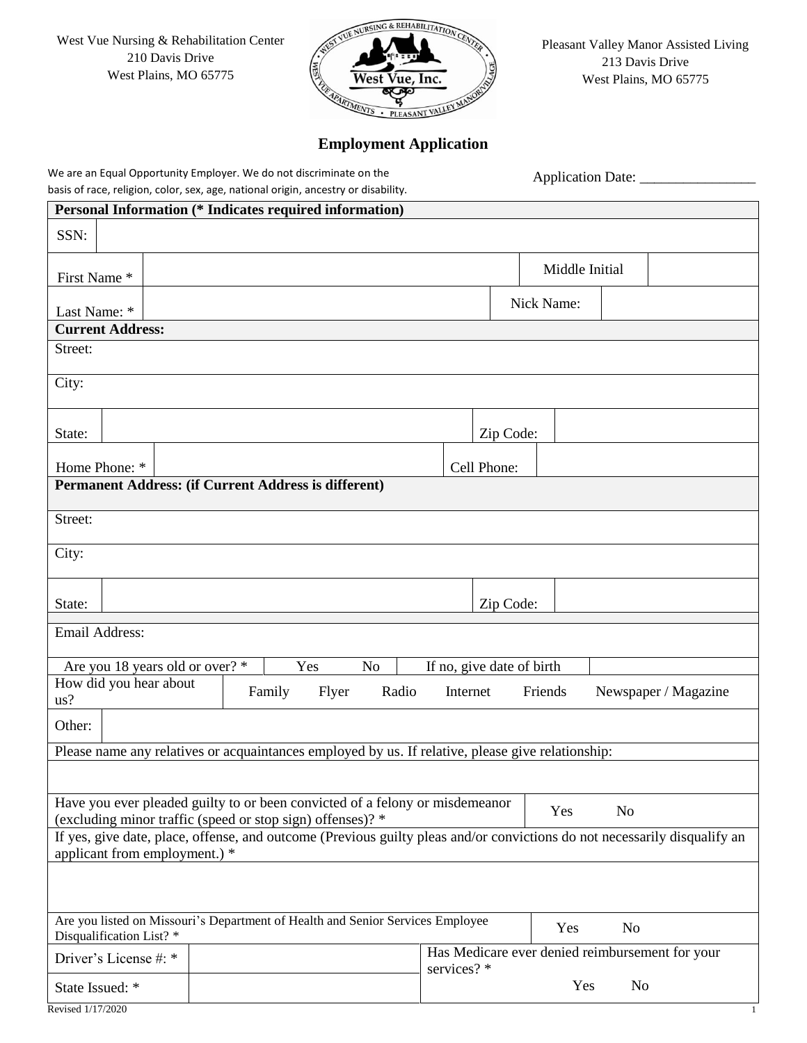West Vue Nursing & Rehabilitation Center
210 Davis Drive
West Plains, MO 65775

Pleasant Valley Manor Assisted Living
213 Davis Drive
West Plains, MO 65775

# Employment Application

We are an Equal Opportunity Employer. We do not discriminate on the basis of race, religion, color, sex, age, national origin, ancestry or disability.

Application Date: ________________

| **Personal Information (* Indicates required information)** | | | |
|---|---|---|---|
| SSN: | | | |
| First Name * | | Middle Initial | |
| Last Name: * | | Nick Name: | |
| **Current Address:** | | | |
| Street: | | | |
| City: | | | |
| State: | | Zip Code: | |
| Home Phone: * | | Cell Phone: | |
| **Permanent Address: (if Current Address is different)** | | | |
| Street: | | | |
| City: | | | |
| State: | | Zip Code: | |
| Email Address: | | | |
| Are you 18 years old or over? * | Yes No | If no, give date of birth | |
| How did you hear about us? | Family Flyer Radio Internet Friends Newspaper / Magazine | | |
| Other: | | | |
| Please name any relatives or acquaintances employed by us. If relative, please give relationship: | | | |
| | | | |
| Have you ever pleaded guilty to or been convicted of a felony or misdemeanor (excluding minor traffic (speed or stop sign) offenses)? * | Yes No | | |
| If yes, give date, place, offense, and outcome (Previous guilty pleas and/or convictions do not necessarily disqualify an applicant from employment.) * | | | |
| | | | |
| Are you listed on Missouri's Department of Health and Senior Services Employee Disqualification List? * | Yes No | | |
| Driver's License #: * | | Has Medicare ever denied reimbursement for your services? * | |
| State Issued: * | | Yes No | |

Revised 1/17/2020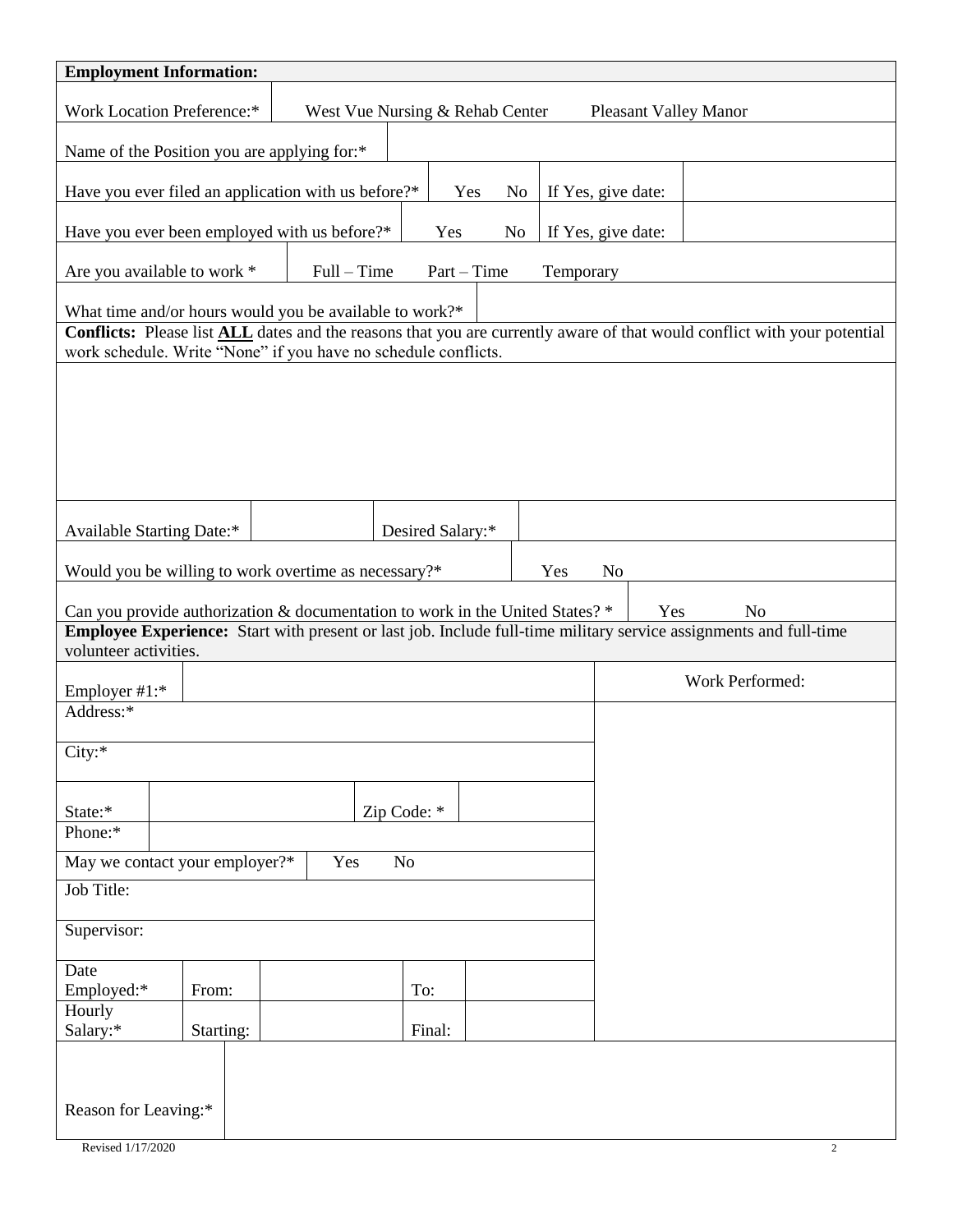## Employment Information:

| Work Location Preference:* | West Vue Nursing & Rehab Center | Pleasant Valley Manor |
|---|---|---|

| Name of the Position you are applying for:* | |
|---|---|

| Have you ever filed an application with us before?* | Yes | No | If Yes, give date: | |
|---|---|---|---|---|
| Have you ever been employed with us before?* | Yes | No | If Yes, give date: | |

| Are you available to work * | Full – Time | Part – Time | Temporary |
|---|---|---|---|

| What time and/or hours would you be available to work?* | |
|---|---|

**Conflicts:** Please list **ALL** dates and the reasons that you are currently aware of that would conflict with your potential work schedule. Write "None" if you have no schedule conflicts.

| Available Starting Date:* | | Desired Salary:* | |
|---|---|---|---|

| Would you be willing to work overtime as necessary?* | Yes | No |
|---|---|---|
| Can you provide authorization & documentation to work in the United States? * | Yes | No |

**Employee Experience:** Start with present or last job. Include full-time military service assignments and full-time volunteer activities.

| Employer #1:* | | | | Work Performed: |
|---|---|---|---|---|
| Address:* | | | | |
| City:* | | | | |
| State:* | | Zip Code: * | | |
| Phone:* | | | | |
| May we contact your employer?* | Yes | No | | |
| Job Title: | | | | |
| Supervisor: | | | | |
| Date Employed:* | From: | | To: | |
| Hourly Salary:* | Starting: | | Final: | |

| Reason for Leaving:* | |
|---|---|

Revised 1/17/2020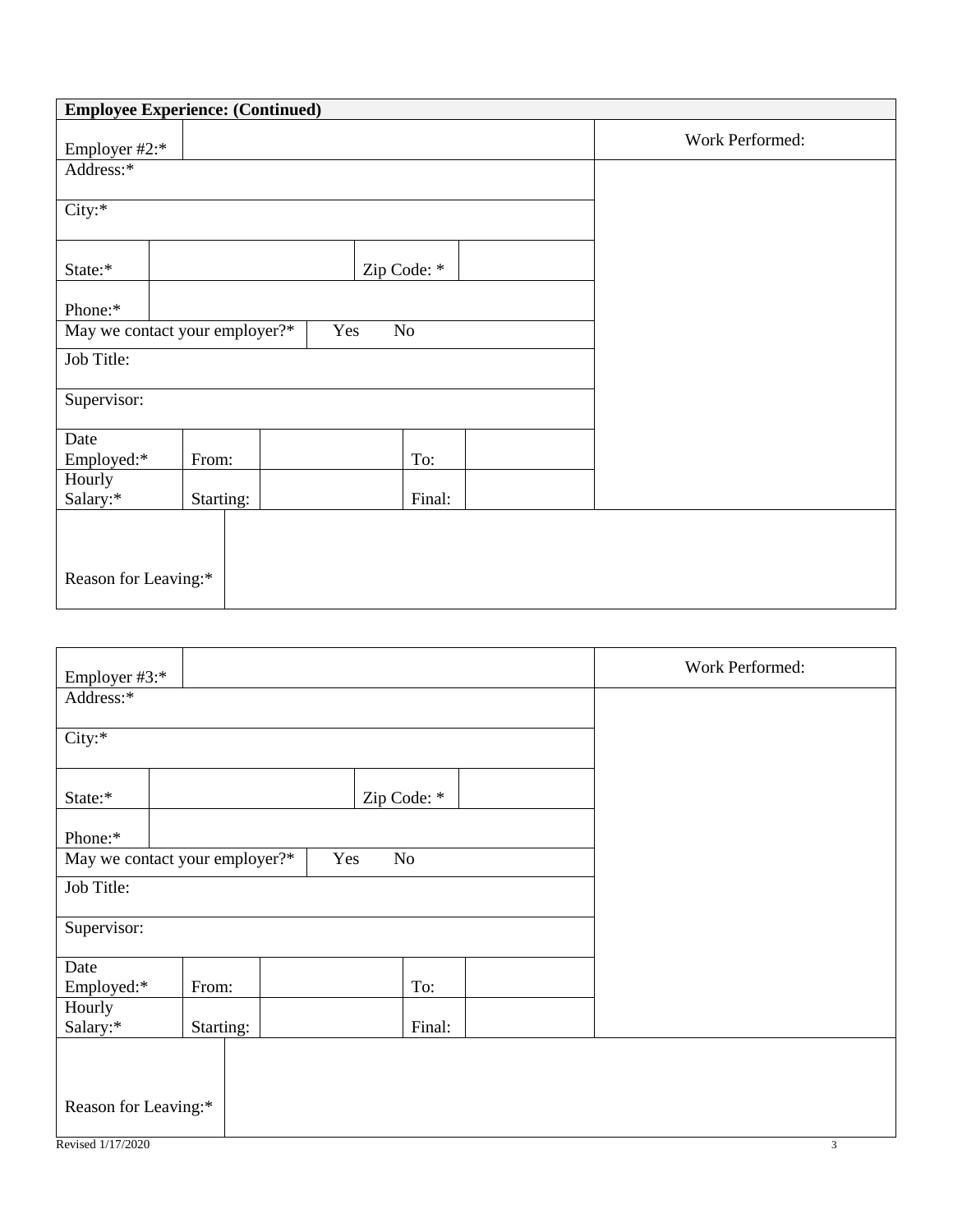**Employee Experience: (Continued)**

| Employer #2:* | | Work Performed: |
|---|---|---|
| Address:* | | |
| City:* | | |
| State:* | Zip Code: * | |
| Phone:* | | |
| May we contact your employer?* | Yes No | |
| Job Title: | | |
| Supervisor: | | |
| Date Employed:* | From: To: | |
| Hourly Salary:* | Starting: Final: | |
| Reason for Leaving:* | | |

| Employer #3:* | | Work Performed: |
|---|---|---|
| Address:* | | |
| City:* | | |
| State:* | Zip Code: * | |
| Phone:* | | |
| May we contact your employer?* | Yes No | |
| Job Title: | | |
| Supervisor: | | |
| Date Employed:* | From: To: | |
| Hourly Salary:* | Starting: Final: | |
| Reason for Leaving:* | | |

Revised 1/17/2020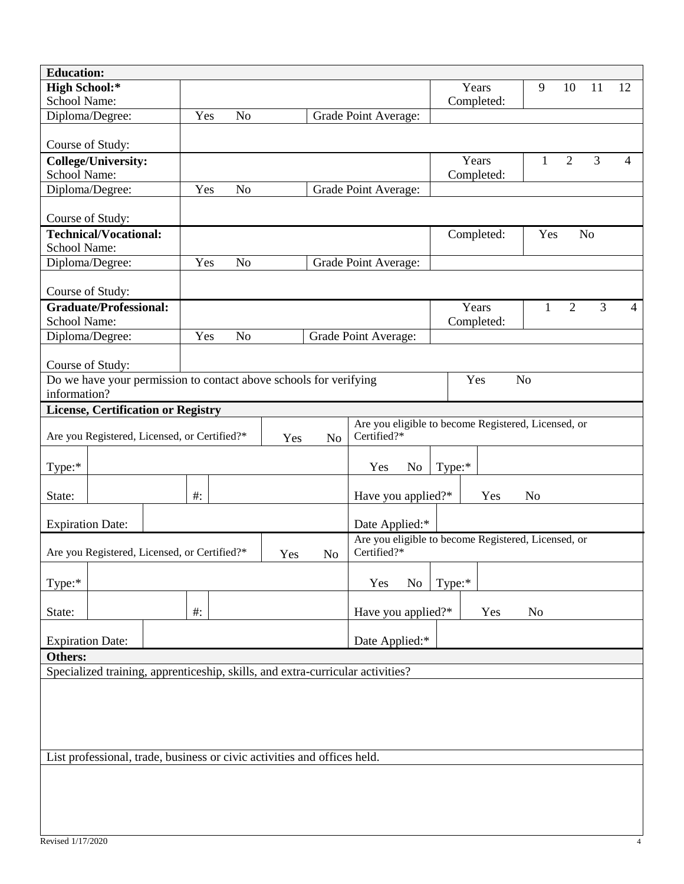## Education:

| | | | | | | |
|---|---|---|---|---|---|---|
| **High School:*** School Name: | | | | Years Completed: | 9 10 11 12 | |
| Diploma/Degree: | Yes No | | Grade Point Average: | | | |
| Course of Study: | | | | | | |
| **College/University:** School Name: | | | | Years Completed: | 1 2 3 4 | |
| Diploma/Degree: | Yes No | | Grade Point Average: | | | |
| Course of Study: | | | | | | |
| **Technical/Vocational:** School Name: | | | | Completed: | Yes No | |
| Diploma/Degree: | Yes No | | Grade Point Average: | | | |
| Course of Study: | | | | | | |
| **Graduate/Professional:** School Name: | | | | Years Completed: | 1 2 3 4 | |
| Diploma/Degree: | Yes No | | Grade Point Average: | | | |
| Course of Study: | | | | | | |
| Do we have your permission to contact above schools for verifying information? | | | | Yes No | | |

## License, Certification or Registry

| | | | | | | |
|---|---|---|---|---|---|---|
| Are you Registered, Licensed, or Certified?* | | Yes No | Are you eligible to become Registered, Licensed, or Certified?* | | | |
| Type:* | | | Yes No | Type:* | | |
| State: | | #: | Have you applied?* | Yes No | | |
| Expiration Date: | | | Date Applied:* | | | |
| Are you Registered, Licensed, or Certified?* | | Yes No | Are you eligible to become Registered, Licensed, or Certified?* | | | |
| Type:* | | | Yes No | Type:* | | |
| State: | | #: | Have you applied?* | Yes No | | |
| Expiration Date: | | | Date Applied:* | | | |

## Others:

Specialized training, apprenticeship, skills, and extra-curricular activities?

List professional, trade, business or civic activities and offices held.

Revised 1/17/2020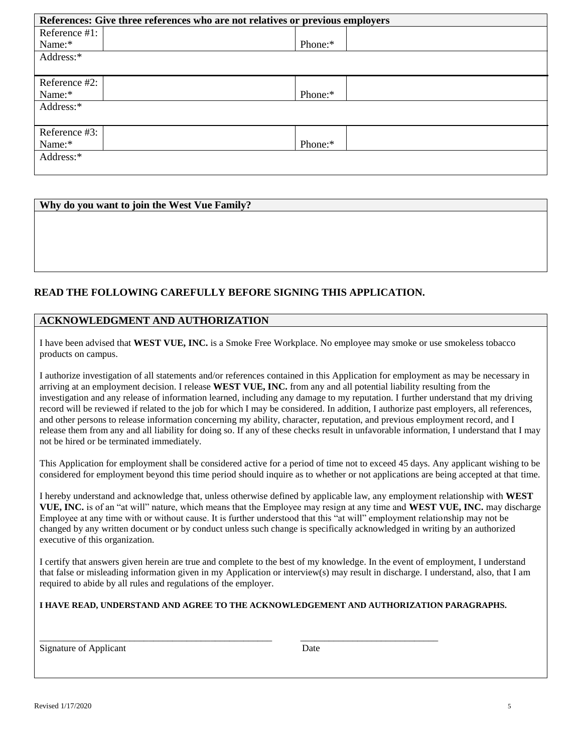| References: Give three references who are not relatives or previous employers | | | |
|---|---|---|---|
| Reference #1: Name:* | | Phone:* | |
| Address:* | | | |
| Reference #2: Name:* | | Phone:* | |
| Address:* | | | |
| Reference #3: Name:* | | Phone:* | |
| Address:* | | | |

| Why do you want to join the West Vue Family? |
|---|
| |

## READ THE FOLLOWING CAREFULLY BEFORE SIGNING THIS APPLICATION.

### ACKNOWLEDGMENT AND AUTHORIZATION

I have been advised that **WEST VUE, INC.** is a Smoke Free Workplace. No employee may smoke or use smokeless tobacco products on campus.

I authorize investigation of all statements and/or references contained in this Application for employment as may be necessary in arriving at an employment decision. I release **WEST VUE, INC.** from any and all potential liability resulting from the investigation and any release of information learned, including any damage to my reputation. I further understand that my driving record will be reviewed if related to the job for which I may be considered. In addition, I authorize past employers, all references, and other persons to release information concerning my ability, character, reputation, and previous employment record, and I release them from any and all liability for doing so. If any of these checks result in unfavorable information, I understand that I may not be hired or be terminated immediately.

This Application for employment shall be considered active for a period of time not to exceed 45 days. Any applicant wishing to be considered for employment beyond this time period should inquire as to whether or not applications are being accepted at that time.

I hereby understand and acknowledge that, unless otherwise defined by applicable law, any employment relationship with **WEST VUE, INC.** is of an "at will" nature, which means that the Employee may resign at any time and **WEST VUE, INC.** may discharge Employee at any time with or without cause. It is further understood that this "at will" employment relationship may not be changed by any written document or by conduct unless such change is specifically acknowledged in writing by an authorized executive of this organization.

I certify that answers given herein are true and complete to the best of my knowledge. In the event of employment, I understand that false or misleading information given in my Application or interview(s) may result in discharge. I understand, also, that I am required to abide by all rules and regulations of the employer.

**I HAVE READ, UNDERSTAND AND AGREE TO THE ACKNOWLEDGEMENT AND AUTHORIZATION PARAGRAPHS.**

_____________________________________________________ ________________________________

Signature of Applicant Date

Revised 1/17/2020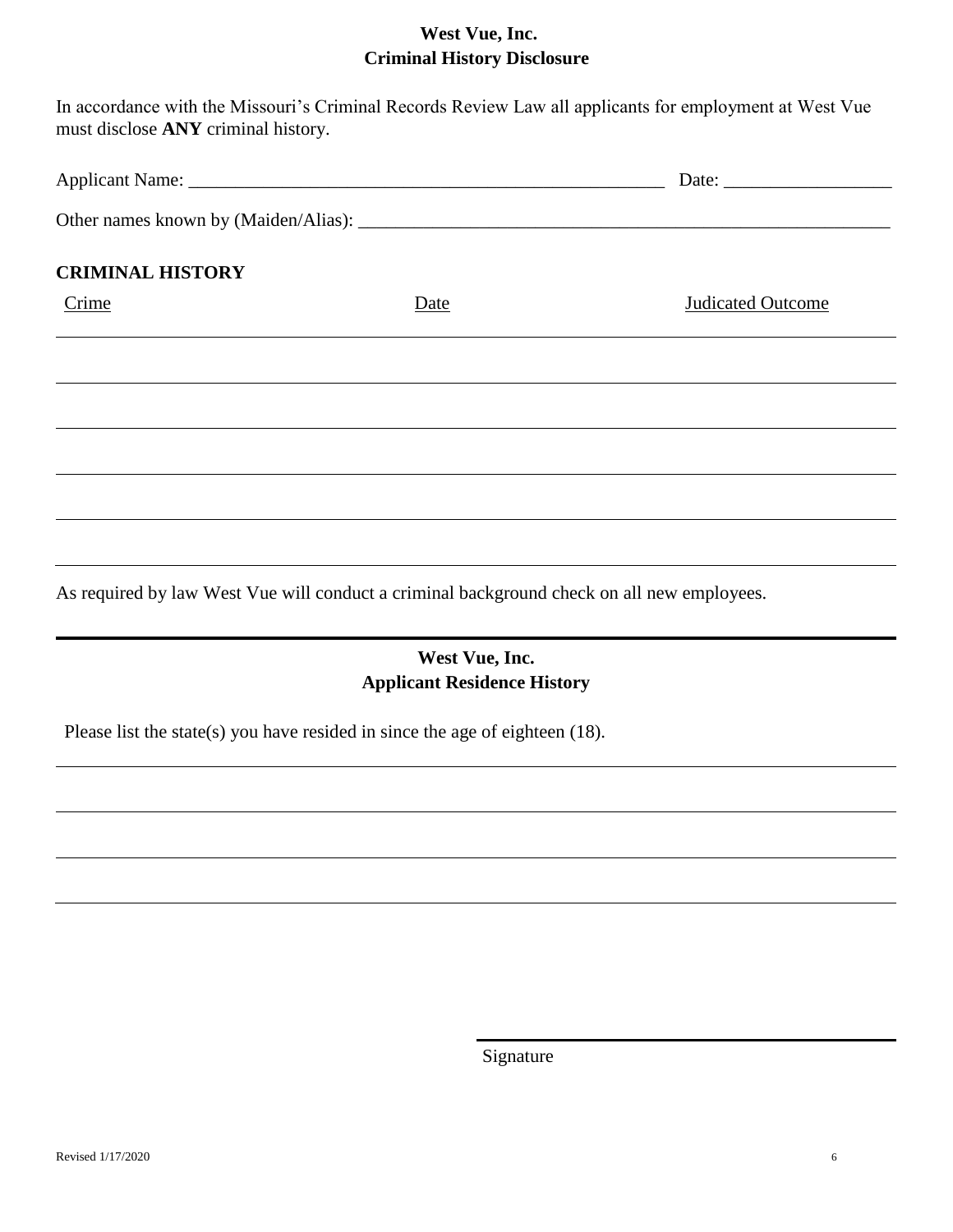**West Vue, Inc.**
**Criminal History Disclosure**

In accordance with the Missouri's Criminal Records Review Law all applicants for employment at West Vue must disclose **ANY** criminal history.

Applicant Name: ______________________________________________________ Date: __________________

Other names known by (Maiden/Alias): ___________________________________________________________

**CRIMINAL HISTORY**

| Crime | Date | Judicated Outcome |
|---|---|---|
| | | |
| | | |
| | | |
| | | |
| | | |
| | | |

As required by law West Vue will conduct a criminal background check on all new employees.

---

**West Vue, Inc.**
**Applicant Residence History**

Please list the state(s) you have resided in since the age of eighteen (18).

_______________________________________________________________________________

_______________________________________________________________________________

_______________________________________________________________________________

_______________________________________________________________________________

_______________________________
Signature

Revised 1/17/2020